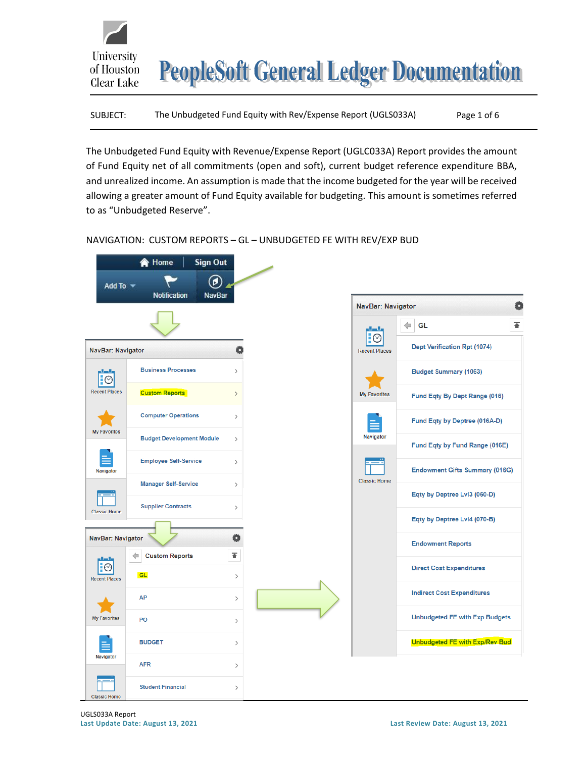# PeopleSoft General Ledger Documentation

University of Houston Clear Lake

SUBJECT: The Unbudgeted Fund Equity with Rev/Expense Report (UGLS033A)

The Unbudgeted Fund Equity with Revenue/Expense Report (UGLC033A) Report provides the amount of Fund Equity net of all commitments (open and soft), current budget reference expenditure BBA, and unrealized income. An assumption is made that the income budgeted for the year will be received allowing a greater amount of Fund Equity available for budgeting. This amount is sometimes referred to as "Unbudgeted Reserve".

NAVIGATION: CUSTOM REPORTS – GL – UNBUDGETED FE WITH REV/EXP BUD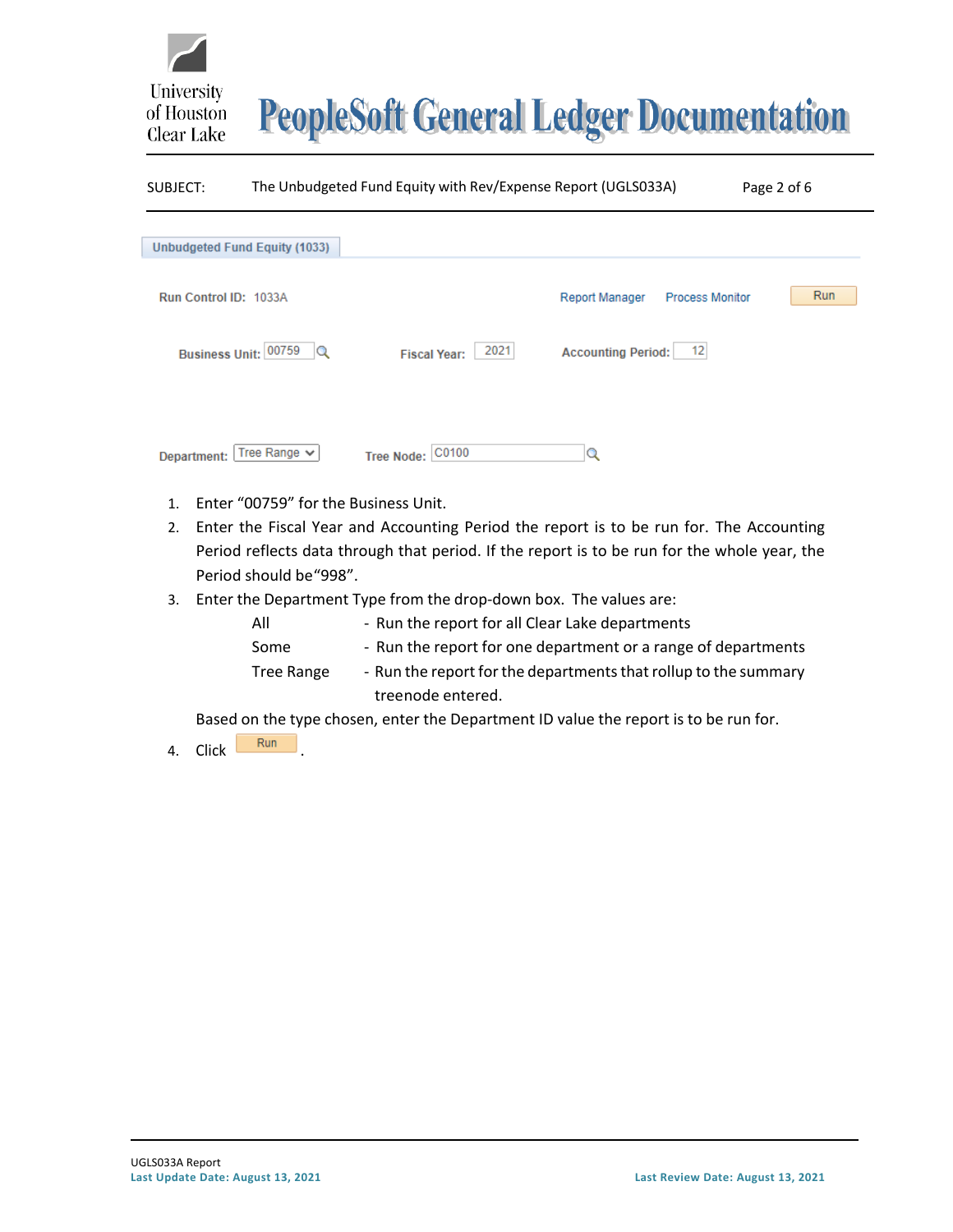Unbudgeted Fund Equity (1033)

Run Control ID: 1033A    Report Manager    Process Monitor    Run

Business Unit: 00759    Fiscal Year: 2021    Accounting Period: 12

Department: Tree Range    Tree Node: C0100

1. Enter "00759" for the Business Unit.
2. Enter the Fiscal Year and Accounting Period the report is to be run for. The Accounting Period reflects data through that period. If the report is to be run for the whole year, the Period should be"998".
3. Enter the Department Type from the drop-down box. The values are:
   - All - Run the report for all Clear Lake departments
   - Some - Run the report for one department or a range of departments
   - Tree Range - Run the report for the departments that rollup to the summary treenode entered.

   Based on the type chosen, enter the Department ID value the report is to be run for.
4. Click Run.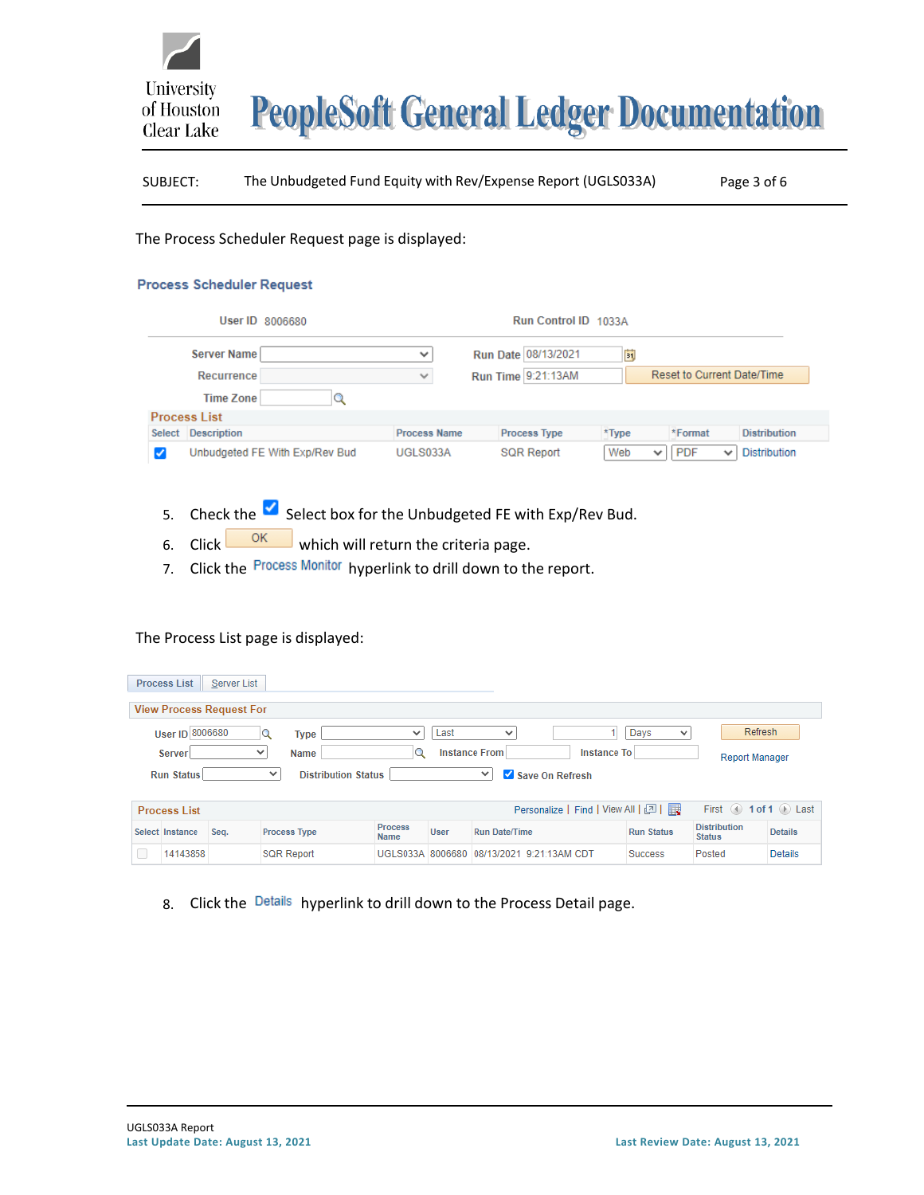The Process Scheduler Request page is displayed:

**Process Scheduler Request**

User ID 8006680    Run Control ID 1033A

Server Name    Run Date 08/13/2021

Recurrence    Run Time 9:21:13AM    Reset to Current Date/Time

Time Zone

**Process List**

| Select | Description | Process Name | Process Type | *Type | *Format | Distribution |
|---|---|---|---|---|---|---|
| ☑ | Unbudgeted FE With Exp/Rev Bud | UGLS033A | SQR Report | Web | PDF | Distribution |

5. Check the ☑ Select box for the Unbudgeted FE with Exp/Rev Bud.
6. Click OK which will return the criteria page.
7. Click the Process Monitor hyperlink to drill down to the report.

The Process List page is displayed:

Process List | Server List

**View Process Request For**

User ID 8006680    Type    Last    1    Days    Refresh

Server    Name    Instance From    Instance To    Report Manager

Run Status    Distribution Status    ☑ Save On Refresh

**Process List**    Personalize | Find | View All |    First 1 of 1 Last

| Select | Instance | Seq. | Process Type | Process Name | User | Run Date/Time | Run Status | Distribution Status | Details |
|---|---|---|---|---|---|---|---|---|---|
| ☐ | 14143858 | | SQR Report | UGLS033A | 8006680 | 08/13/2021 9:21:13AM CDT | Success | Posted | Details |

8. Click the Details hyperlink to drill down to the Process Detail page.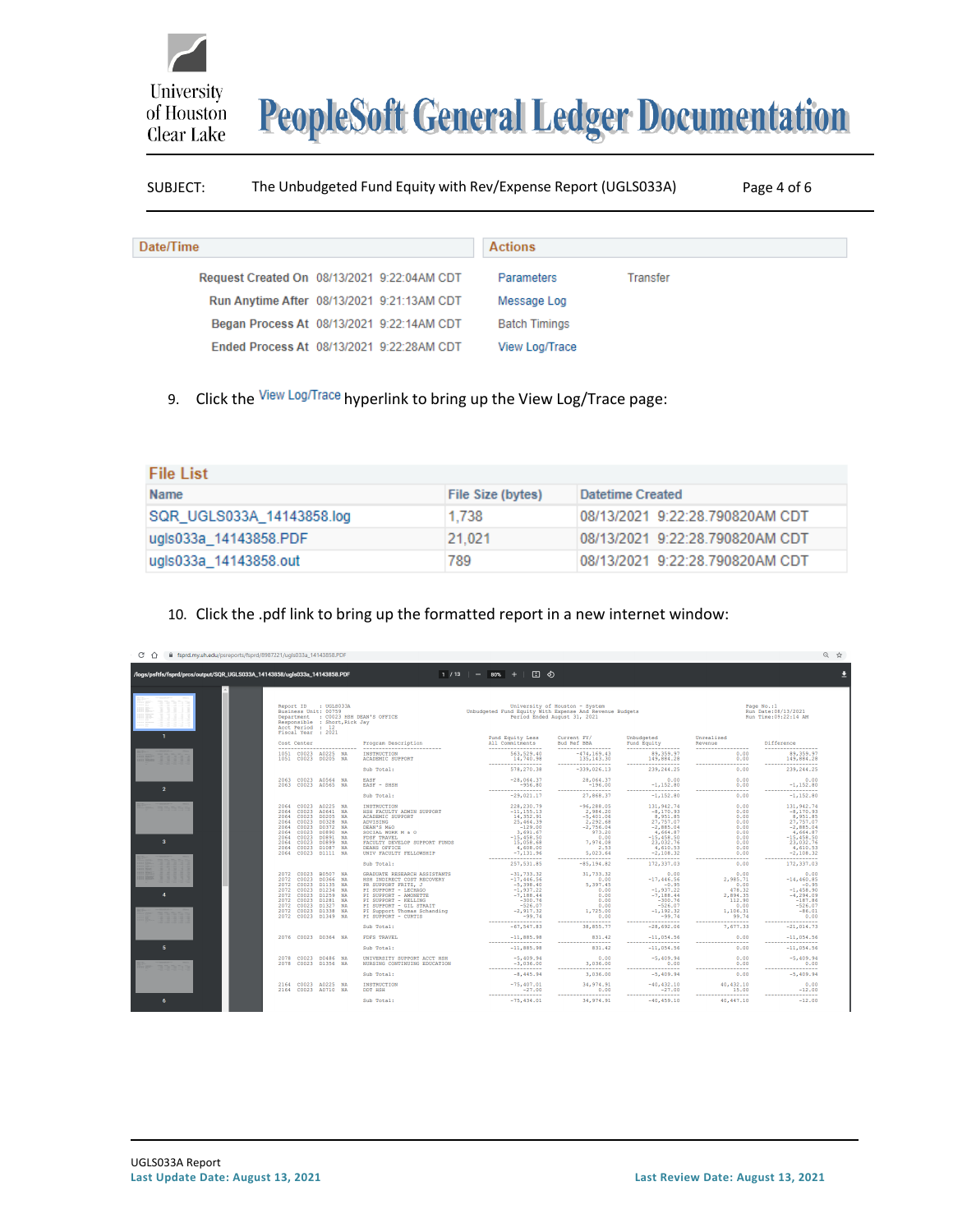SUBJECT: The Unbudgeted Fund Equity with Rev/Expense Report (UGLS033A)

| Date/Time | | Actions | |
|---|---|---|---|
| Request Created On | 08/13/2021 9:22:04AM CDT | Parameters | Transfer |
| Run Anytime After | 08/13/2021 9:21:13AM CDT | Message Log | |
| Began Process At | 08/13/2021 9:22:14AM CDT | Batch Timings | |
| Ended Process At | 08/13/2021 9:22:28AM CDT | View Log/Trace | |

9. Click the View Log/Trace hyperlink to bring up the View Log/Trace page:

**File List**

| Name | File Size (bytes) | Datetime Created |
|---|---|---|
| SQR_UGLS033A_14143858.log | 1,738 | 08/13/2021 9:22:28.790820AM CDT |
| ugls033a_14143858.PDF | 21,021 | 08/13/2021 9:22:28.790820AM CDT |
| ugls033a_14143858.out | 789 | 08/13/2021 9:22:28.790820AM CDT |

10. Click the .pdf link to bring up the formatted report in a new internet window:

UGLS033A Report

Last Update Date: August 13, 2021

Last Review Date: August 13, 2021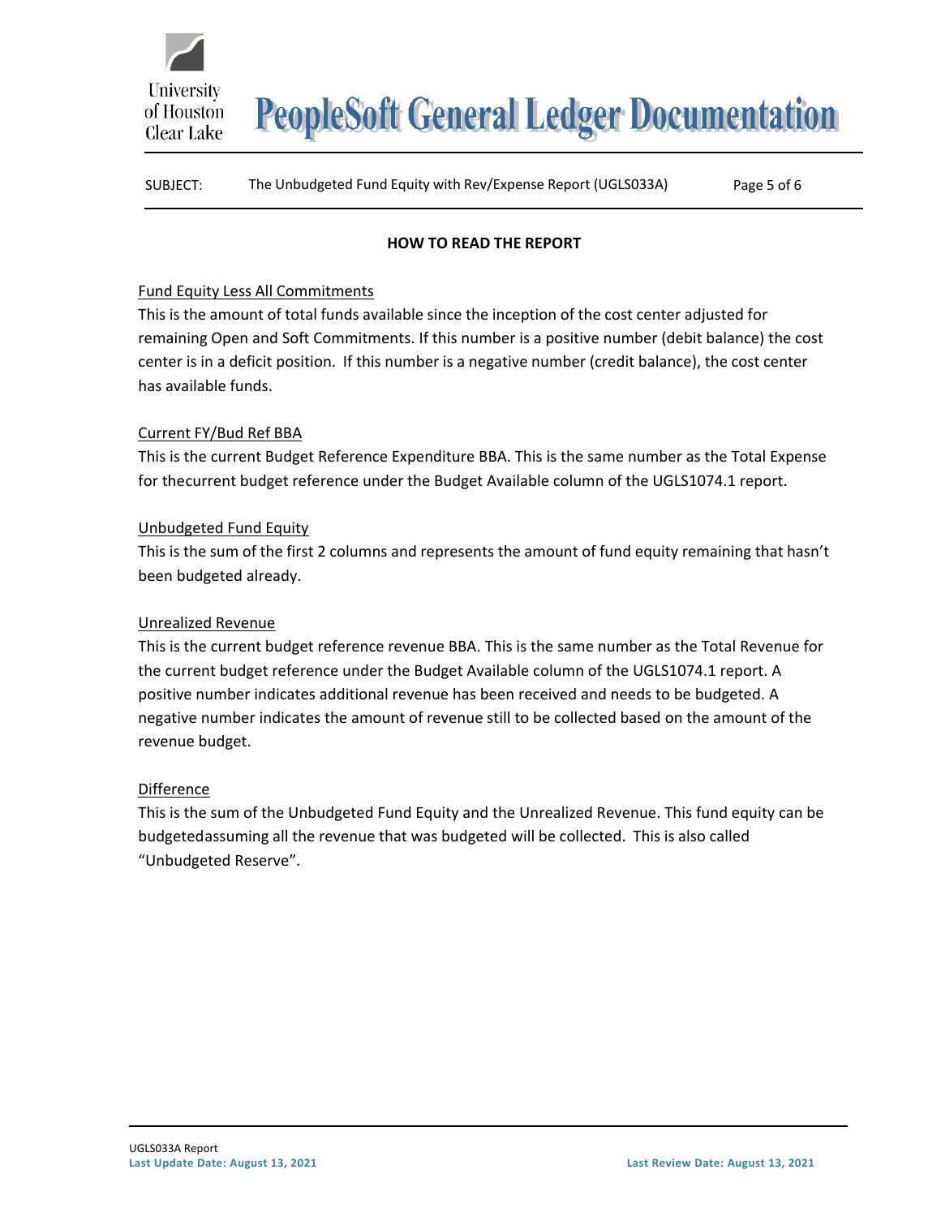## HOW TO READ THE REPORT

Fund Equity Less All Commitments

This is the amount of total funds available since the inception of the cost center adjusted for remaining Open and Soft Commitments. If this number is a positive number (debit balance) the cost center is in a deficit position. If this number is a negative number (credit balance), the cost center has available funds.

Current FY/Bud Ref BBA

This is the current Budget Reference Expenditure BBA. This is the same number as the Total Expense for thecurrent budget reference under the Budget Available column of the UGLS1074.1 report.

Unbudgeted Fund Equity

This is the sum of the first 2 columns and represents the amount of fund equity remaining that hasn't been budgeted already.

Unrealized Revenue

This is the current budget reference revenue BBA. This is the same number as the Total Revenue for the current budget reference under the Budget Available column of the UGLS1074.1 report. A positive number indicates additional revenue has been received and needs to be budgeted. A negative number indicates the amount of revenue still to be collected based on the amount of the revenue budget.

Difference

This is the sum of the Unbudgeted Fund Equity and the Unrealized Revenue. This fund equity can be budgetedassuming all the revenue that was budgeted will be collected. This is also called "Unbudgeted Reserve".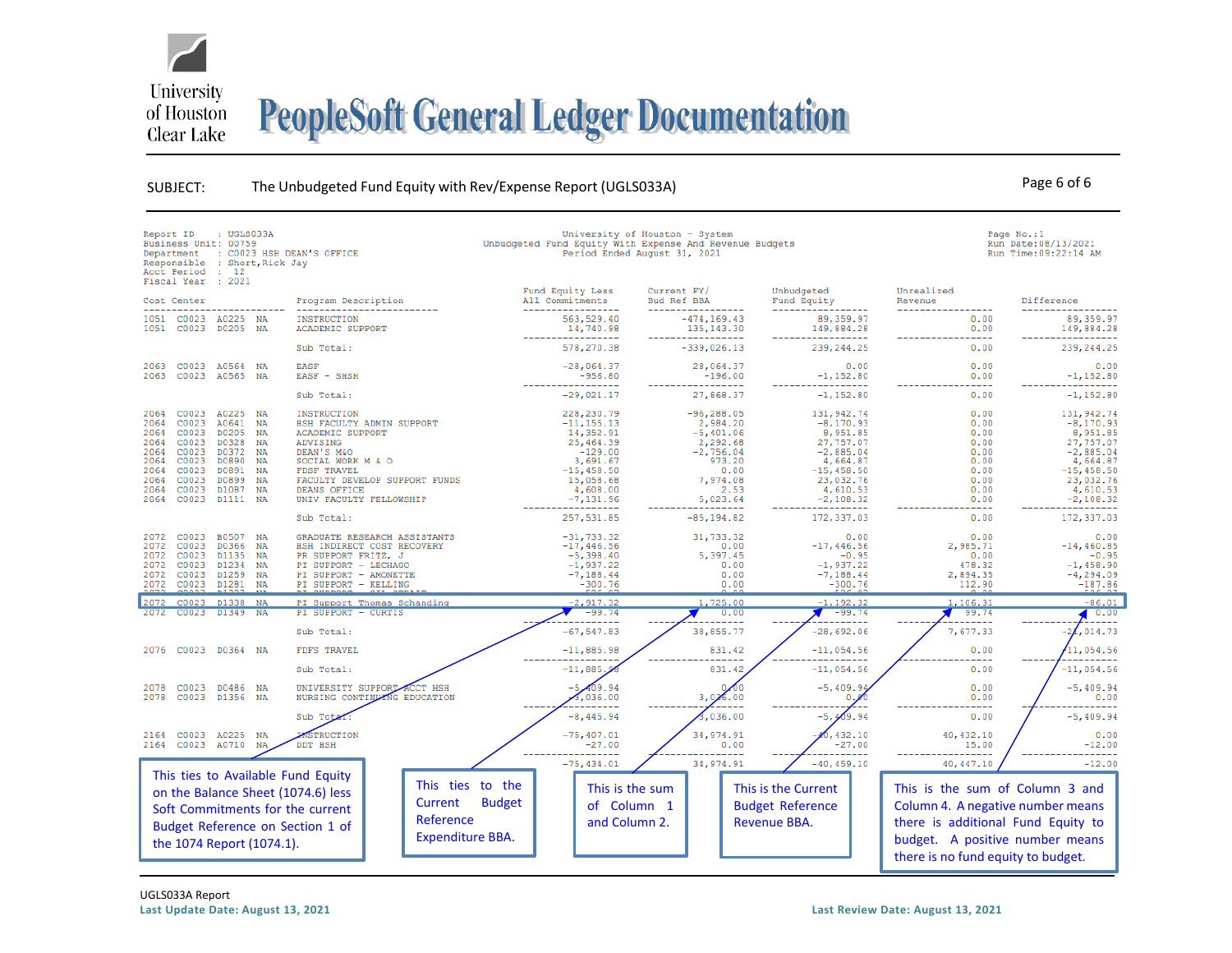University of Houston Clear Lake

# PeopleSoft General Ledger Documentation

**SUBJECT:** The Unbudgeted Fund Equity with Rev/Expense Report (UGLS033A)

```
Report ID      : UGLS033A                         University of Houston - System                     Page No.:1
Business Unit: 00759                  Unbudgeted Fund Equity With Expense And Revenue Budgets       Run Date:08/13/2021
Department     : C0023 HSH DEAN'S OFFICE                   Period Ended August 31, 2021              Run Time:09:22:14 AM
Responsible    : Short,Rick Jay
Acct Period    :  12
Fiscal Year    : 2021
```

| Cost Center | | | | Program Description | Fund Equity Less All Commitments | Current FY/ Bud Ref BBA | Unbudgeted Fund Equity | Unrealized Revenue | Difference |
|---|---|---|---|---|---|---|---|---|---|
| 1051 | C0023 | A0225 | NA | INSTRUCTION | 563,529.40 | -474,169.43 | 89,359.97 | 0.00 | 89,359.97 |
| 1051 | C0023 | D0205 | NA | ACADEMIC SUPPORT | 14,740.98 | 135,143.30 | 149,884.28 | 0.00 | 149,884.28 |
| | | | | Sub Total: | 578,270.38 | -339,026.13 | 239,244.25 | 0.00 | 239,244.25 |
| 2063 | C0023 | A0564 | NA | EASF | -28,064.37 | 28,064.37 | 0.00 | 0.00 | 0.00 |
| 2063 | C0023 | A0565 | NA | EASF - SHSH | -956.80 | -196.00 | -1,152.80 | 0.00 | -1,152.80 |
| | | | | Sub Total: | -29,021.17 | 27,868.37 | -1,152.80 | 0.00 | -1,152.80 |
| 2064 | C0023 | A0225 | NA | INSTRUCTION | 228,230.79 | -96,288.05 | 131,942.74 | 0.00 | 131,942.74 |
| 2064 | C0023 | A0641 | NA | HSH FACULTY ADMIN SUPPORT | -11,155.13 | 2,984.20 | -8,170.93 | 0.00 | -8,170.93 |
| 2064 | C0023 | D0205 | NA | ACADEMIC SUPPORT | 14,352.91 | -5,401.06 | 8,951.85 | 0.00 | 8,951.85 |
| 2064 | C0023 | D0328 | NA | ADVISING | 25,464.39 | 2,292.68 | 27,757.07 | 0.00 | 27,757.07 |
| 2064 | C0023 | D0372 | NA | DEAN'S M&O | -129.00 | -2,756.04 | -2,885.04 | 0.00 | -2,885.04 |
| 2064 | C0023 | D0890 | NA | SOCIAL WORK M & O | 3,691.67 | 973.20 | 4,664.87 | 0.00 | 4,664.87 |
| 2064 | C0023 | D0891 | NA | FDSF TRAVEL | -15,458.50 | 0.00 | -15,458.50 | 0.00 | -15,458.50 |
| 2064 | C0023 | D0899 | NA | FACULTY DEVELOP SUPPORT FUNDS | 15,058.68 | 7,974.08 | 23,032.76 | 0.00 | 23,032.76 |
| 2064 | C0023 | D1087 | NA | DEANS OFFICE | 4,608.00 | 2.53 | 4,610.53 | 0.00 | 4,610.53 |
| 2064 | C0023 | D1111 | NA | UNIV FACULTY FELLOWSHIP | -7,131.96 | 5,023.64 | -2,108.32 | 0.00 | -2,108.32 |
| | | | | Sub Total: | 257,531.85 | -85,194.82 | 172,337.03 | 0.00 | 172,337.03 |
| 2072 | C0023 | B0507 | NA | GRADUATE RESEARCH ASSISTANTS | -31,733.32 | 31,733.32 | 0.00 | 0.00 | 0.00 |
| 2072 | C0023 | D0366 | NA | HSH INDIRECT COST RECOVERY | -17,446.56 | 0.00 | -17,446.56 | 2,985.71 | -14,460.85 |
| 2072 | C0023 | D1135 | NA | PR SUPPORT FRITZ, J | -5,398.40 | 5,397.45 | -0.95 | 0.00 | -0.95 |
| 2072 | C0023 | D1234 | NA | PI SUPPORT - LECHAGO | -1,937.22 | 0.00 | -1,937.22 | 478.32 | -1,458.90 |
| 2072 | C0023 | D1259 | NA | PI SUPPORT - AMONETTE | -7,188.44 | 0.00 | -7,188.44 | 2,894.35 | -4,294.09 |
| 2072 | C0023 | D1281 | NA | PI SUPPORT - KELLING | -300.76 | 0.00 | -300.76 | 112.90 | -187.86 |
| 2072 | C0023 | D1338 | NA | PI Support Thomas Schanding | -2,917.32 | 1,725.00 | -1,192.32 | 1,106.31 | -86.01 |
| 2072 | C0023 | D1349 | NA | PI SUPPORT - CURTIS | -99.74 | 0.00 | -99.74 | 99.74 | 0.00 |
| | | | | Sub Total: | -67,547.83 | 38,855.77 | -28,692.06 | 7,677.33 | -21,014.73 |
| 2076 | C0023 | D0364 | NA | FDFS TRAVEL | -11,885.98 | 831.42 | -11,054.56 | 0.00 | -11,054.56 |
| | | | | Sub Total: | -11,885.98 | 831.42 | -11,054.56 | 0.00 | -11,054.56 |
| 2078 | C0023 | D0486 | NA | UNIVERSITY SUPPORT ACCT HSH | -5,409.94 | 0.00 | -5,409.94 | 0.00 | -5,409.94 |
| 2078 | C0023 | D1356 | NA | NURSING CONTINUING EDUCATION | -3,036.00 | 3,036.00 | 0.00 | 0.00 | 0.00 |
| | | | | Sub Total: | -8,445.94 | 3,036.00 | -5,409.94 | 0.00 | -5,409.94 |
| 2164 | C0023 | A0225 | NA | INSTRUCTION | -75,407.01 | 34,974.91 | -40,432.10 | 40,432.10 | 0.00 |
| 2164 | C0023 | A0710 | NA | DDT HSH | -27.00 | 0.00 | -27.00 | 15.00 | -12.00 |
| | | | | | -75,434.01 | 34,974.91 | -40,459.10 | 40,447.10 | -12.00 |

This ties to Available Fund Equity on the Balance Sheet (1074.6) less Soft Commitments for the current Budget Reference on Section 1 of the 1074 Report (1074.1).

This ties to the Current Budget Reference Expenditure BBA.

This is the sum of Column 1 and Column 2.

This is the Current Budget Reference Revenue BBA.

This is the sum of Column 3 and Column 4. A negative number means there is additional Fund Equity to budget. A positive number means there is no fund equity to budget.

UGLS033A Report

**Last Update Date: August 13, 2021**

**Last Review Date: August 13, 2021**